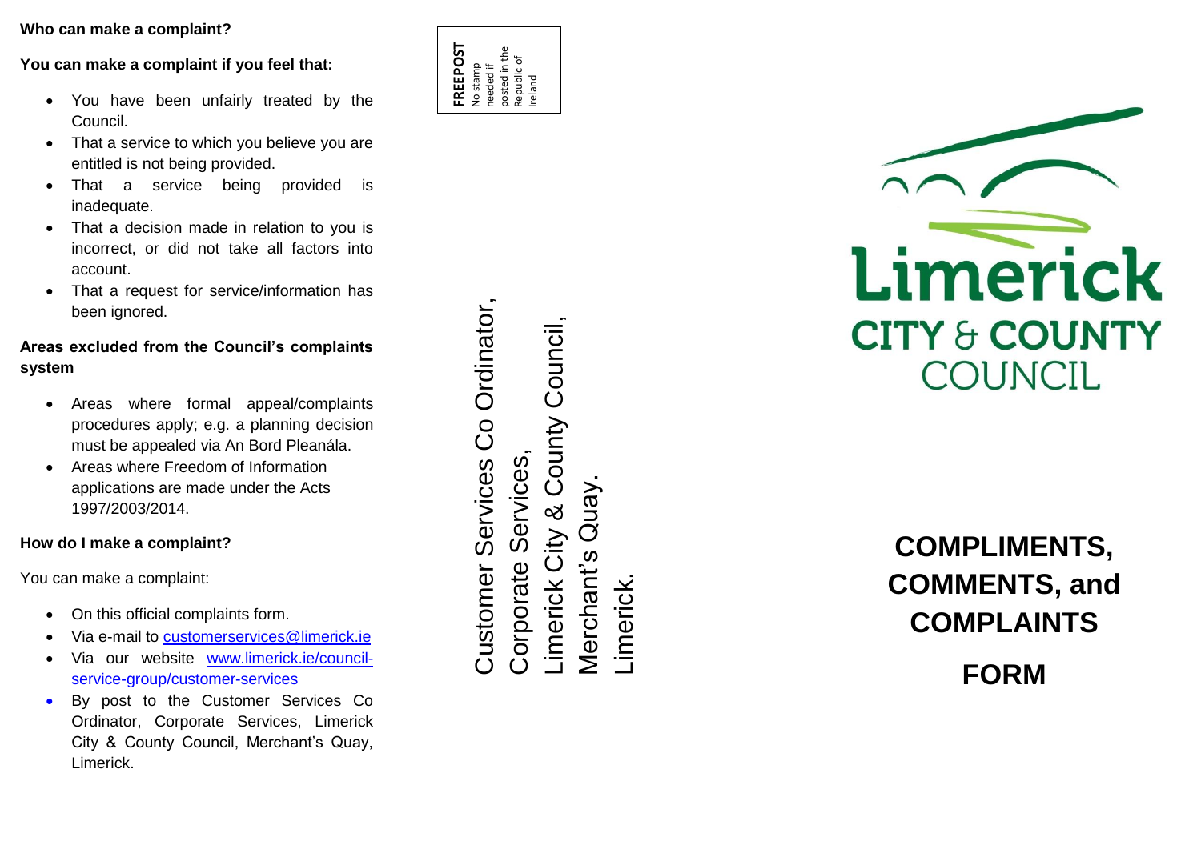**Who can make a complaint?**

**You can make a complaint if you feel that:**

- You have been unfairly treated by the Council.
- That a service to which you believe you are entitled is not being provided.
- That a service being provided is inadequate.
- That a decision made in relation to you is incorrect, or did not take all factors into account.
- That a request for service/information has been ignored.

**Areas excluded from the Council's complaints system**

- Areas where formal appeal/complaints procedures apply; e.g. a planning decision must be appealed via An Bord Pleanála.
- Areas where Freedom of Information applications are made under the Acts 1997/2003/2014.

**How do I make a complaint?**

You can make a complaint:

- On this official complaints form.
- Via e-mail to customerservices@limerick.ie
- Via our website www.limerick.ie/council-service-group/customer-services
- By post to the Customer Services Co Ordinator, Corporate Services, Limerick City & County Council, Merchant's Quay, Limerick.

**FREEPOST**
No stamp needed if posted in the Republic of Ireland

Customer Services Co Ordinator,
Corporate Services,
Limerick City & County Council,
Merchant's Quay.
Limerick.

Limerick
CITY & COUNTY
COUNCIL

# COMPLIMENTS, COMMENTS, and COMPLAINTS

# FORM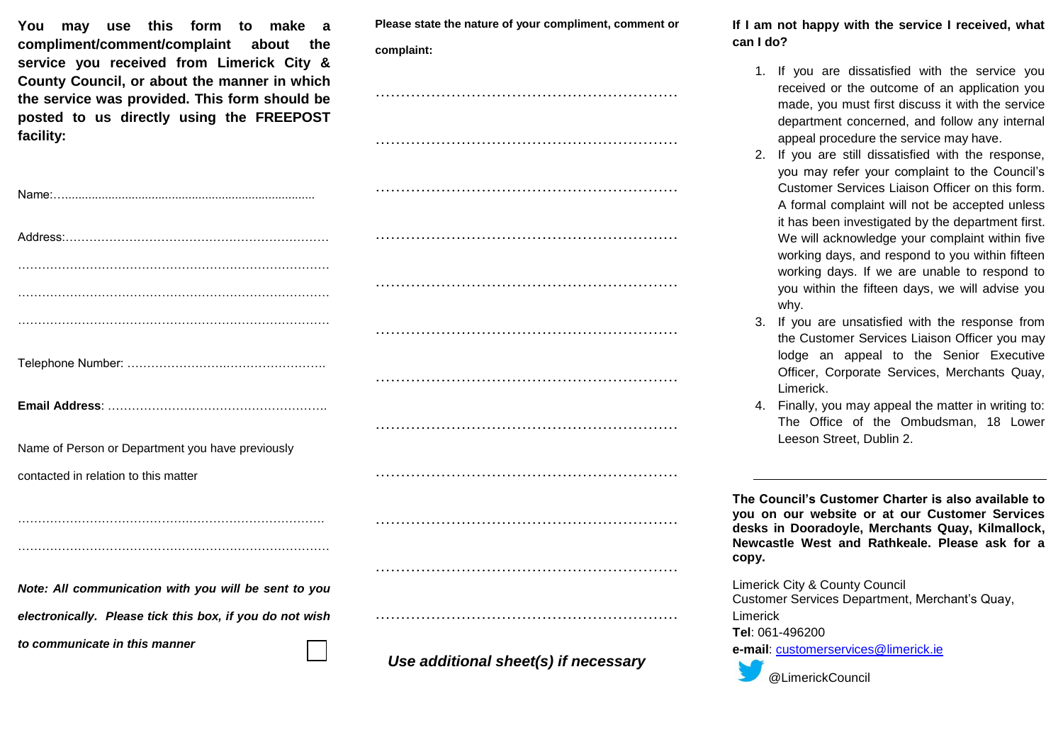**You may use this form to make a compliment/comment/complaint about the service you received from Limerick City & County Council, or about the manner in which the service was provided. This form should be posted to us directly using the FREEPOST facility:**

Name:…………………………………………………………………

Address:………………………………………………………………

……………………………………………………………………………

……………………………………………………………………………

……………………………………………………………………………

Telephone Number: ……………………………………………

**Email Address**: …………………………………………………

Name of Person or Department you have previously contacted in relation to this matter

……………………………………………………………………………

……………………………………………………………………………

***Note: All communication with you will be sent to you electronically. Please tick this box, if you do not wish to communicate in this manner*** ☐

**Please state the nature of your compliment, comment or complaint:**

……………………………………………………………………

……………………………………………………………………

……………………………………………………………………

……………………………………………………………………

……………………………………………………………………

……………………………………………………………………

……………………………………………………………………

……………………………………………………………………

……………………………………………………………………

……………………………………………………………………

……………………………………………………………………

……………………………………………………………………

***Use additional sheet(s) if necessary***

**If I am not happy with the service I received, what can I do?**

1. If you are dissatisfied with the service you received or the outcome of an application you made, you must first discuss it with the service department concerned, and follow any internal appeal procedure the service may have.
2. If you are still dissatisfied with the response, you may refer your complaint to the Council's Customer Services Liaison Officer on this form. A formal complaint will not be accepted unless it has been investigated by the department first. We will acknowledge your complaint within five working days, and respond to you within fifteen working days. If we are unable to respond to you within the fifteen days, we will advise you why.
3. If you are unsatisfied with the response from the Customer Services Liaison Officer you may lodge an appeal to the Senior Executive Officer, Corporate Services, Merchants Quay, Limerick.
4. Finally, you may appeal the matter in writing to: The Office of the Ombudsman, 18 Lower Leeson Street, Dublin 2.

---

**The Council's Customer Charter is also available to you on our website or at our Customer Services desks in Dooradoyle, Merchants Quay, Kilmallock, Newcastle West and Rathkeale. Please ask for a copy.**

Limerick City & County Council
Customer Services Department, Merchant's Quay, Limerick
**Tel**: 061-496200
**e-mail**: customerservices@limerick.ie

@LimerickCouncil